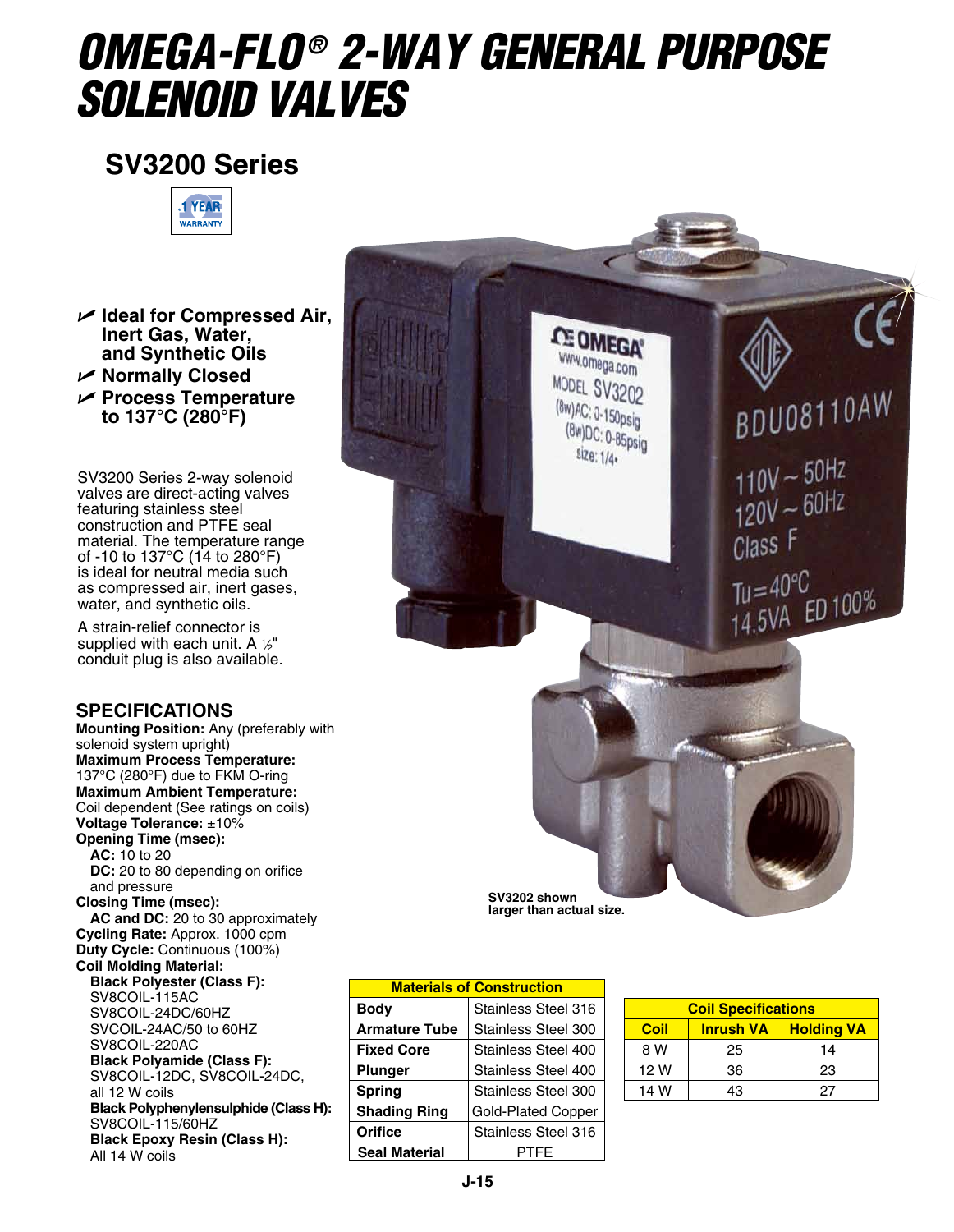# OMEGA-FLO® 2-WAY GENERAL PURPOSE SOLENOID VALVES

## SV3200 Series

1 YEAR WARRANTY

- **Ideal for Compressed Air, Inert Gas, Water, and Synthetic Oils**
- **Normally Closed**
- **Process Temperature to 137°C (280°F)**

SV3200 Series 2-way solenoid valves are direct-acting valves featuring stainless steel construction and PTFE seal material. The temperature range of -10 to 137°C (14 to 280°F) is ideal for neutral media such as compressed air, inert gases, water, and synthetic oils.

A strain-relief connector is supplied with each unit. A ½" conduit plug is also available.

SV3202 shown larger than actual size.

## SPECIFICATIONS

**Mounting Position:** Any (preferably with solenoid system upright)

**Maximum Process Temperature:** 137°C (280°F) due to FKM O-ring

**Maximum Ambient Temperature:** Coil dependent (See ratings on coils)

**Voltage Tolerance:** ±10%

**Opening Time (msec):**
- **AC:** 10 to 20
- **DC:** 20 to 80 depending on orifice and pressure

**Closing Time (msec):**
- **AC and DC:** 20 to 30 approximately

**Cycling Rate:** Approx. 1000 cpm

**Duty Cycle:** Continuous (100%)

**Coil Molding Material:**
- **Black Polyester (Class F):** SV8COIL-115AC, SV8COIL-24DC/60HZ, SVCOIL-24AC/50 to 60HZ, SV8COIL-220AC
- **Black Polyamide (Class F):** SV8COIL-12DC, SV8COIL-24DC, all 12 W coils
- **Black Polyphenylensulphide (Class H):** SV8COIL-115/60HZ
- **Black Epoxy Resin (Class H):** All 14 W coils

| Materials of Construction | |
|---|---|
| **Body** | Stainless Steel 316 |
| **Armature Tube** | Stainless Steel 300 |
| **Fixed Core** | Stainless Steel 400 |
| **Plunger** | Stainless Steel 400 |
| **Spring** | Stainless Steel 300 |
| **Shading Ring** | Gold-Plated Copper |
| **Orifice** | Stainless Steel 316 |
| **Seal Material** | PTFE |

| Coil Specifications | | |
|---|---|---|
| **Coil** | **Inrush VA** | **Holding VA** |
| 8 W | 25 | 14 |
| 12 W | 36 | 23 |
| 14 W | 43 | 27 |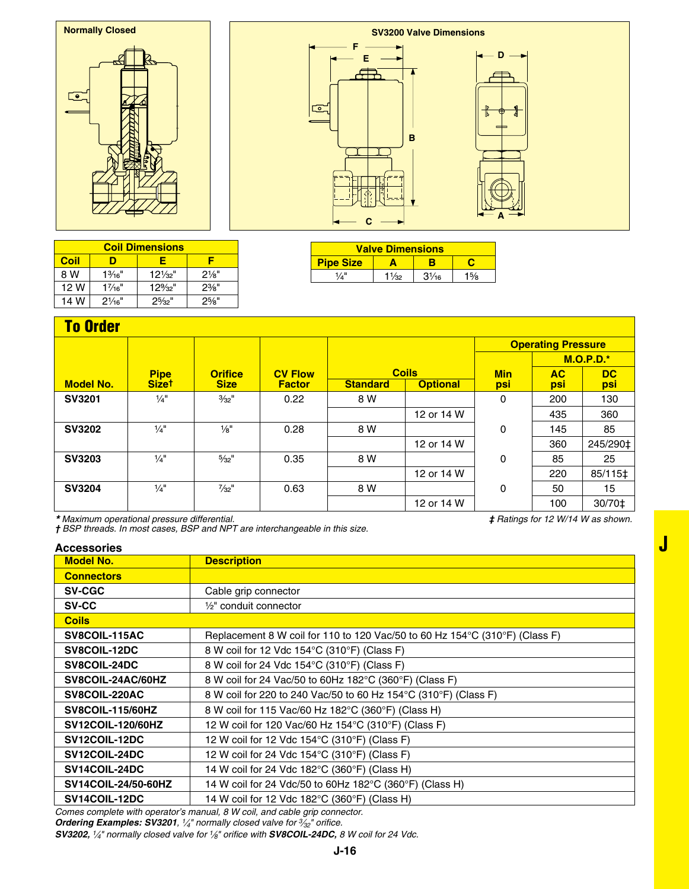Normally Closed

SV3200 Valve Dimensions

F

E

D

B

C

A

| Coil Dimensions | | | |
|---|---|---|---|
| Coil | D | E | F |
| 8 W | 1³⁄₁₆" | 1²¹⁄₃₂" | 2⅛" |
| 12 W | 1⁷⁄₁₆" | 1²⁹⁄₃₂" | 2⅜" |
| 14 W | 2¹⁄₁₆" | 2⁵⁄₃₂" | 2⅝" |

| Valve Dimensions | | | |
|---|---|---|---|
| Pipe Size | A | B | C |
| ¼" | 1¹⁄₃₂ | 3¹⁄₁₆ | 1⅝ |

## To Order

| Model No. | Pipe Size† | Orifice Size | CV Flow Factor | Coils | | Operating Pressure | | |
|---|---|---|---|---|---|---|---|---|
| | | | | | | | M.O.P.D.* | |
| | | | | Standard | Optional | Min psi | AC psi | DC psi |
| **SV3201** | ¼" | ³⁄₃₂" | 0.22 | 8 W | | 0 | 200 | 130 |
| | | | | | 12 or 14 W | | 435 | 360 |
| **SV3202** | ¼" | ⅛" | 0.28 | 8 W | | 0 | 145 | 85 |
| | | | | | 12 or 14 W | | 360 | 245/290‡ |
| **SV3203** | ¼" | ⁵⁄₃₂" | 0.35 | 8 W | | 0 | 85 | 25 |
| | | | | | 12 or 14 W | | 220 | 85/115‡ |
| **SV3204** | ¼" | ⁷⁄₃₂" | 0.63 | 8 W | | 0 | 50 | 15 |
| | | | | | 12 or 14 W | | 100 | 30/70‡ |

*\* Maximum operational pressure differential.*
*† BSP threads. In most cases, BSP and NPT are interchangeable in this size.*
*‡ Ratings for 12 W/14 W as shown.*

### Accessories

| Model No. | Description |
|---|---|
| **Connectors** | |
| **SV-CGC** | Cable grip connector |
| **SV-CC** | ½" conduit connector |
| **Coils** | |
| **SV8COIL-115AC** | Replacement 8 W coil for 110 to 120 Vac/50 to 60 Hz 154°C (310°F) (Class F) |
| **SV8COIL-12DC** | 8 W coil for 12 Vdc 154°C (310°F) (Class F) |
| **SV8COIL-24DC** | 8 W coil for 24 Vdc 154°C (310°F) (Class F) |
| **SV8COIL-24AC/60HZ** | 8 W coil for 24 Vac/50 to 60Hz 182°C (360°F) (Class F) |
| **SV8COIL-220AC** | 8 W coil for 220 to 240 Vac/50 to 60 Hz 154°C (310°F) (Class F) |
| **SV8COIL-115/60HZ** | 8 W coil for 115 Vac/60 Hz 182°C (360°F) (Class H) |
| **SV12COIL-120/60HZ** | 12 W coil for 120 Vac/60 Hz 154°C (310°F) (Class F) |
| **SV12COIL-12DC** | 12 W coil for 12 Vdc 154°C (310°F) (Class F) |
| **SV12COIL-24DC** | 12 W coil for 24 Vdc 154°C (310°F) (Class F) |
| **SV14COIL-24DC** | 14 W coil for 24 Vdc 182°C (360°F) (Class H) |
| **SV14COIL-24/50-60HZ** | 14 W coil for 24 Vdc/50 to 60Hz 182°C (360°F) (Class H) |
| **SV14COIL-12DC** | 14 W coil for 12 Vdc 182°C (360°F) (Class H) |

*Comes complete with operator's manual, 8 W coil, and cable grip connector.*
***Ordering Examples: SV3201**, ¼" normally closed valve for ³⁄₃₂" orifice.*
***SV3202**, ¼" normally closed valve for ⅛" orifice with **SV8COIL-24DC**, 8 W coil for 24 Vdc.*